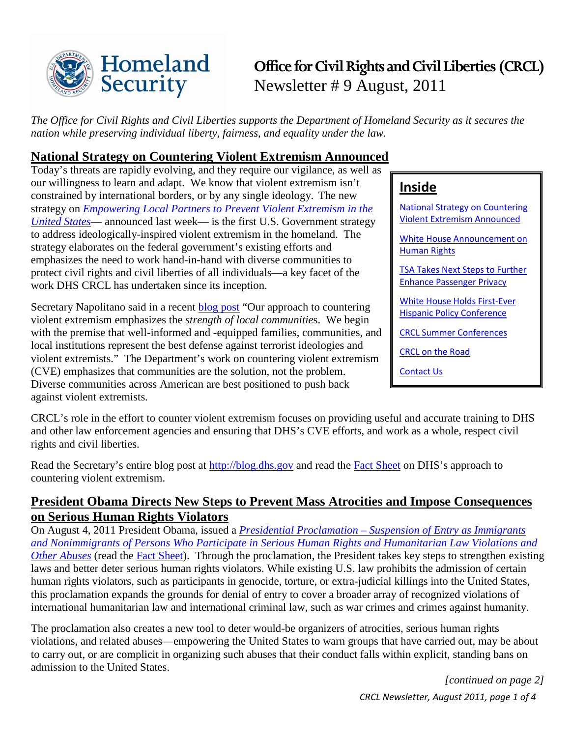# Office for Civil Rights and Civil Liberties (CRCL)

Newsletter # 9 August, 2011

*The Office for Civil Rights and Civil Liberties supports the Department of Homeland Security as it secures the nation while preserving individual liberty, fairness, and equality under the law.*

## Inside

- National Strategy on Countering Violent Extremism Announced
- White House Announcement on Human Rights
- TSA Takes Next Steps to Further Enhance Passenger Privacy
- White House Holds First-Ever Hispanic Policy Conference
- CRCL Summer Conferences
- CRCL on the Road
- Contact Us

## National Strategy on Countering Violent Extremism Announced

Today's threats are rapidly evolving, and they require our vigilance, as well as our willingness to learn and adapt. We know that violent extremism isn't constrained by international borders, or by any single ideology. The new strategy on *Empowering Local Partners to Prevent Violent Extremism in the United States*— announced last week— is the first U.S. Government strategy to address ideologically-inspired violent extremism in the homeland. The strategy elaborates on the federal government's existing efforts and emphasizes the need to work hand-in-hand with diverse communities to protect civil rights and civil liberties of all individuals—a key facet of the work DHS CRCL has undertaken since its inception.

Secretary Napolitano said in a recent blog post "Our approach to countering violent extremism emphasizes the *strength of local communitie*s. We begin with the premise that well-informed and -equipped families, communities, and local institutions represent the best defense against terrorist ideologies and violent extremists." The Department's work on countering violent extremism (CVE) emphasizes that communities are the solution, not the problem. Diverse communities across American are best positioned to push back against violent extremists.

CRCL's role in the effort to counter violent extremism focuses on providing useful and accurate training to DHS and other law enforcement agencies and ensuring that DHS's CVE efforts, and work as a whole, respect civil rights and civil liberties.

Read the Secretary's entire blog post at http://blog.dhs.gov and read the Fact Sheet on DHS's approach to countering violent extremism.

## President Obama Directs New Steps to Prevent Mass Atrocities and Impose Consequences on Serious Human Rights Violators

On August 4, 2011 President Obama, issued a *Presidential Proclamation – Suspension of Entry as Immigrants and Nonimmigrants of Persons Who Participate in Serious Human Rights and Humanitarian Law Violations and Other Abuses* (read the Fact Sheet). Through the proclamation, the President takes key steps to strengthen existing laws and better deter serious human rights violators. While existing U.S. law prohibits the admission of certain human rights violators, such as participants in genocide, torture, or extra-judicial killings into the United States, this proclamation expands the grounds for denial of entry to cover a broader array of recognized violations of international humanitarian law and international criminal law, such as war crimes and crimes against humanity.

The proclamation also creates a new tool to deter would-be organizers of atrocities, serious human rights violations, and related abuses—empowering the United States to warn groups that have carried out, may be about to carry out, or are complicit in organizing such abuses that their conduct falls within explicit, standing bans on admission to the United States.

*[continued on page 2]*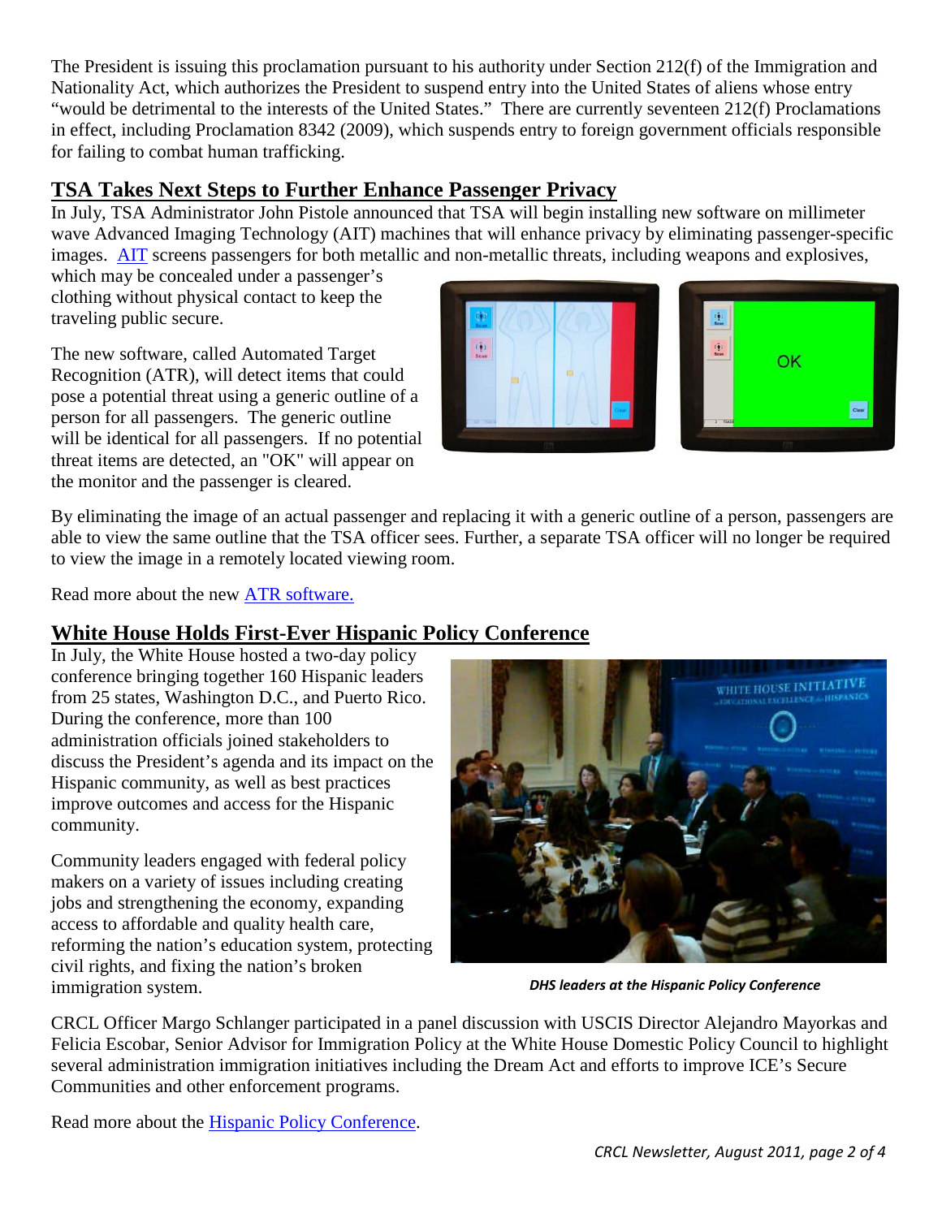The President is issuing this proclamation pursuant to his authority under Section 212(f) of the Immigration and Nationality Act, which authorizes the President to suspend entry into the United States of aliens whose entry "would be detrimental to the interests of the United States." There are currently seventeen 212(f) Proclamations in effect, including Proclamation 8342 (2009), which suspends entry to foreign government officials responsible for failing to combat human trafficking.

## TSA Takes Next Steps to Further Enhance Passenger Privacy

In July, TSA Administrator John Pistole announced that TSA will begin installing new software on millimeter wave Advanced Imaging Technology (AIT) machines that will enhance privacy by eliminating passenger-specific images. AIT screens passengers for both metallic and non-metallic threats, including weapons and explosives, which may be concealed under a passenger's clothing without physical contact to keep the traveling public secure.

The new software, called Automated Target Recognition (ATR), will detect items that could pose a potential threat using a generic outline of a person for all passengers. The generic outline will be identical for all passengers. If no potential threat items are detected, an "OK" will appear on the monitor and the passenger is cleared.

By eliminating the image of an actual passenger and replacing it with a generic outline of a person, passengers are able to view the same outline that the TSA officer sees. Further, a separate TSA officer will no longer be required to view the image in a remotely located viewing room.

Read more about the new ATR software.

## White House Holds First-Ever Hispanic Policy Conference

In July, the White House hosted a two-day policy conference bringing together 160 Hispanic leaders from 25 states, Washington D.C., and Puerto Rico. During the conference, more than 100 administration officials joined stakeholders to discuss the President's agenda and its impact on the Hispanic community, as well as best practices improve outcomes and access for the Hispanic community.

Community leaders engaged with federal policy makers on a variety of issues including creating jobs and strengthening the economy, expanding access to affordable and quality health care, reforming the nation's education system, protecting civil rights, and fixing the nation's broken immigration system.

***DHS leaders at the Hispanic Policy Conference***

CRCL Officer Margo Schlanger participated in a panel discussion with USCIS Director Alejandro Mayorkas and Felicia Escobar, Senior Advisor for Immigration Policy at the White House Domestic Policy Council to highlight several administration immigration initiatives including the Dream Act and efforts to improve ICE's Secure Communities and other enforcement programs.

Read more about the Hispanic Policy Conference.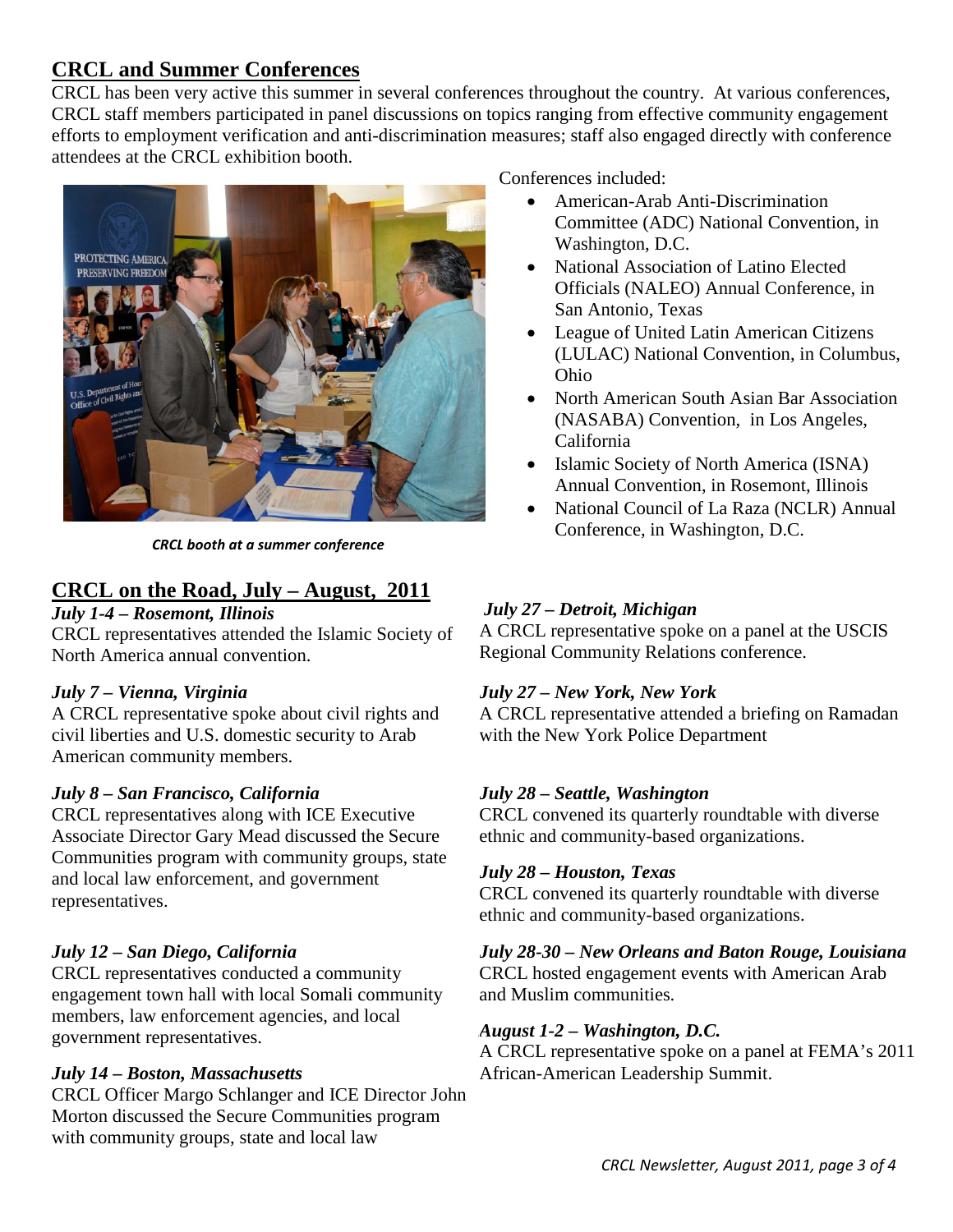## CRCL and Summer Conferences

CRCL has been very active this summer in several conferences throughout the country. At various conferences, CRCL staff members participated in panel discussions on topics ranging from effective community engagement efforts to employment verification and anti-discrimination measures; staff also engaged directly with conference attendees at the CRCL exhibition booth.

*CRCL booth at a summer conference*

Conferences included:

- American-Arab Anti-Discrimination Committee (ADC) National Convention, in Washington, D.C.
- National Association of Latino Elected Officials (NALEO) Annual Conference, in San Antonio, Texas
- League of United Latin American Citizens (LULAC) National Convention, in Columbus, Ohio
- North American South Asian Bar Association (NASABA) Convention, in Los Angeles, California
- Islamic Society of North America (ISNA) Annual Convention, in Rosemont, Illinois
- National Council of La Raza (NCLR) Annual Conference, in Washington, D.C.

## CRCL on the Road, July – August, 2011

***July 1-4 – Rosemont, Illinois***

CRCL representatives attended the Islamic Society of North America annual convention.

***July 7 – Vienna, Virginia***

A CRCL representative spoke about civil rights and civil liberties and U.S. domestic security to Arab American community members.

***July 8 – San Francisco, California***

CRCL representatives along with ICE Executive Associate Director Gary Mead discussed the Secure Communities program with community groups, state and local law enforcement, and government representatives.

***July 12 – San Diego, California***

CRCL representatives conducted a community engagement town hall with local Somali community members, law enforcement agencies, and local government representatives.

***July 14 – Boston, Massachusetts***

CRCL Officer Margo Schlanger and ICE Director John Morton discussed the Secure Communities program with community groups, state and local law

***July 27 – Detroit, Michigan***

A CRCL representative spoke on a panel at the USCIS Regional Community Relations conference.

***July 27 – New York, New York***

A CRCL representative attended a briefing on Ramadan with the New York Police Department

***July 28 – Seattle, Washington***

CRCL convened its quarterly roundtable with diverse ethnic and community-based organizations.

***July 28 – Houston, Texas***

CRCL convened its quarterly roundtable with diverse ethnic and community-based organizations.

***July 28-30 – New Orleans and Baton Rouge, Louisiana***

CRCL hosted engagement events with American Arab and Muslim communities.

***August 1-2 – Washington, D.C.***

A CRCL representative spoke on a panel at FEMA's 2011 African-American Leadership Summit.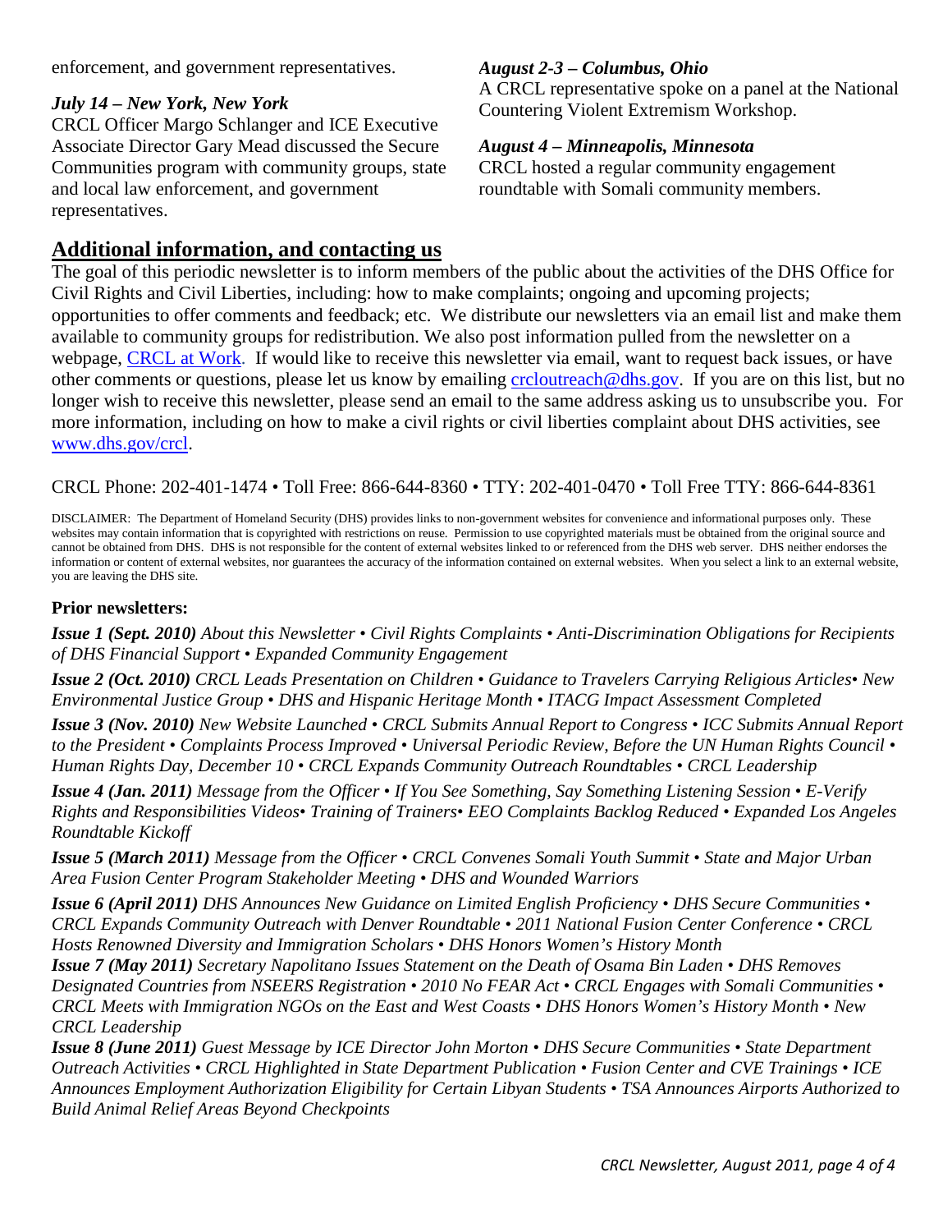enforcement, and government representatives.

***July 14 – New York, New York***
CRCL Officer Margo Schlanger and ICE Executive Associate Director Gary Mead discussed the Secure Communities program with community groups, state and local law enforcement, and government representatives.

***August 2-3 – Columbus, Ohio***
A CRCL representative spoke on a panel at the National Countering Violent Extremism Workshop.

***August 4 – Minneapolis, Minnesota***
CRCL hosted a regular community engagement roundtable with Somali community members.

## Additional information, and contacting us

The goal of this periodic newsletter is to inform members of the public about the activities of the DHS Office for Civil Rights and Civil Liberties, including: how to make complaints; ongoing and upcoming projects; opportunities to offer comments and feedback; etc. We distribute our newsletters via an email list and make them available to community groups for redistribution. We also post information pulled from the newsletter on a webpage, CRCL at Work. If would like to receive this newsletter via email, want to request back issues, or have other comments or questions, please let us know by emailing crcloutreach@dhs.gov. If you are on this list, but no longer wish to receive this newsletter, please send an email to the same address asking us to unsubscribe you. For more information, including on how to make a civil rights or civil liberties complaint about DHS activities, see www.dhs.gov/crcl.

CRCL Phone: 202-401-1474 • Toll Free: 866-644-8360 • TTY: 202-401-0470 • Toll Free TTY: 866-644-8361

DISCLAIMER: The Department of Homeland Security (DHS) provides links to non-government websites for convenience and informational purposes only. These websites may contain information that is copyrighted with restrictions on reuse. Permission to use copyrighted materials must be obtained from the original source and cannot be obtained from DHS. DHS is not responsible for the content of external websites linked to or referenced from the DHS web server. DHS neither endorses the information or content of external websites, nor guarantees the accuracy of the information contained on external websites. When you select a link to an external website, you are leaving the DHS site.

**Prior newsletters:**

***Issue 1 (Sept. 2010)*** *About this Newsletter • Civil Rights Complaints • Anti-Discrimination Obligations for Recipients of DHS Financial Support • Expanded Community Engagement*

***Issue 2 (Oct. 2010)*** *CRCL Leads Presentation on Children • Guidance to Travelers Carrying Religious Articles• New Environmental Justice Group • DHS and Hispanic Heritage Month • ITACG Impact Assessment Completed*

***Issue 3 (Nov. 2010)*** *New Website Launched • CRCL Submits Annual Report to Congress • ICC Submits Annual Report to the President • Complaints Process Improved • Universal Periodic Review, Before the UN Human Rights Council • Human Rights Day, December 10 • CRCL Expands Community Outreach Roundtables • CRCL Leadership*

***Issue 4 (Jan. 2011)*** *Message from the Officer • If You See Something, Say Something Listening Session • E-Verify Rights and Responsibilities Videos• Training of Trainers• EEO Complaints Backlog Reduced • Expanded Los Angeles Roundtable Kickoff*

***Issue 5 (March 2011)*** *Message from the Officer • CRCL Convenes Somali Youth Summit • State and Major Urban Area Fusion Center Program Stakeholder Meeting • DHS and Wounded Warriors*

***Issue 6 (April 2011)*** *DHS Announces New Guidance on Limited English Proficiency • DHS Secure Communities • CRCL Expands Community Outreach with Denver Roundtable • 2011 National Fusion Center Conference • CRCL Hosts Renowned Diversity and Immigration Scholars • DHS Honors Women's History Month*

***Issue 7 (May 2011)*** *Secretary Napolitano Issues Statement on the Death of Osama Bin Laden • DHS Removes Designated Countries from NSEERS Registration • 2010 No FEAR Act • CRCL Engages with Somali Communities • CRCL Meets with Immigration NGOs on the East and West Coasts • DHS Honors Women's History Month • New CRCL Leadership*

***Issue 8 (June 2011)*** *Guest Message by ICE Director John Morton • DHS Secure Communities • State Department Outreach Activities • CRCL Highlighted in State Department Publication • Fusion Center and CVE Trainings • ICE Announces Employment Authorization Eligibility for Certain Libyan Students • TSA Announces Airports Authorized to Build Animal Relief Areas Beyond Checkpoints*